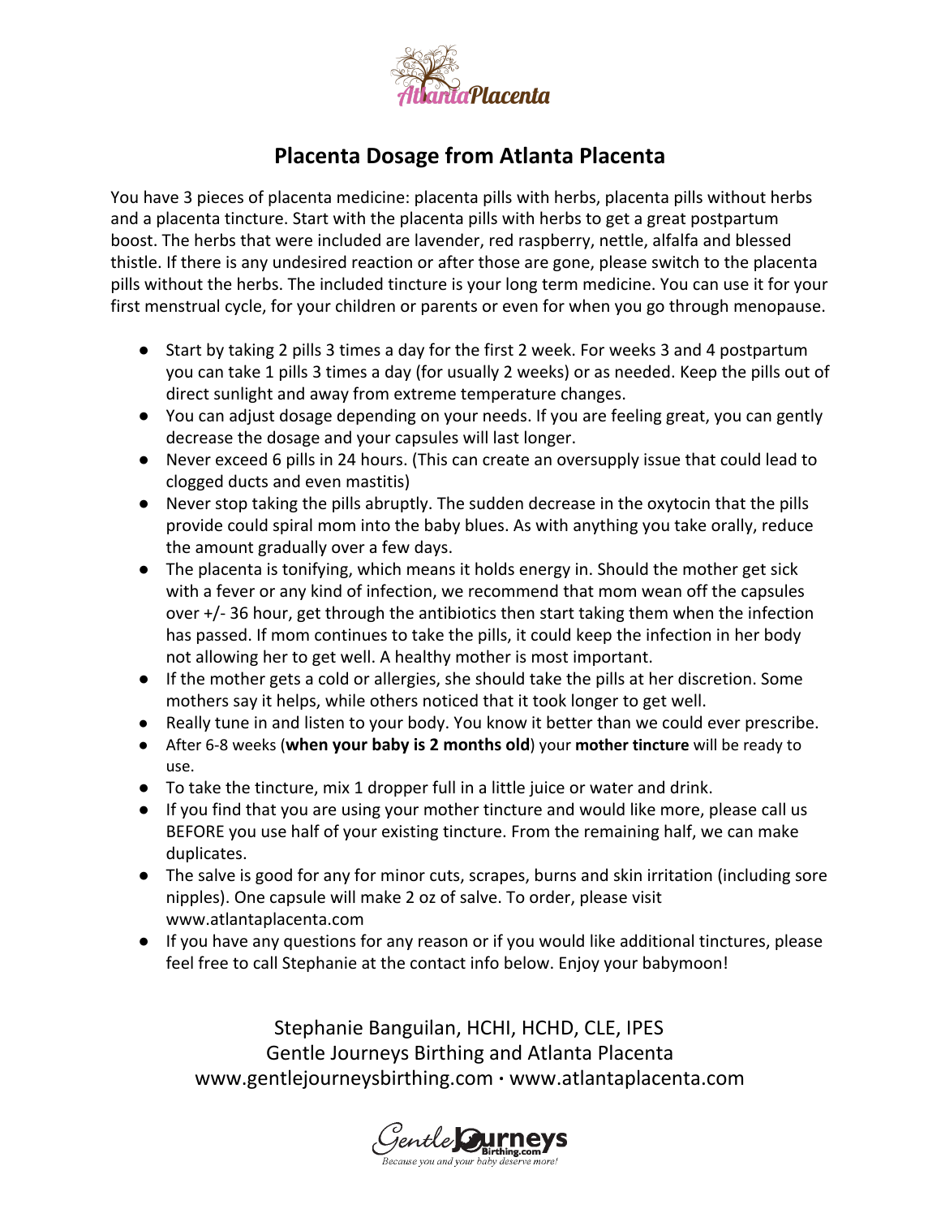# Placenta Dosage from Atlanta Placenta

You have 3 pieces of placenta medicine: placenta pills with herbs, placenta pills without herbs and a placenta tincture. Start with the placenta pills with herbs to get a great postpartum boost. The herbs that were included are lavender, red raspberry, nettle, alfalfa and blessed thistle. If there is any undesired reaction or after those are gone, please switch to the placenta pills without the herbs. The included tincture is your long term medicine. You can use it for your first menstrual cycle, for your children or parents or even for when you go through menopause.

- Start by taking 2 pills 3 times a day for the first 2 week. For weeks 3 and 4 postpartum you can take 1 pills 3 times a day (for usually 2 weeks) or as needed. Keep the pills out of direct sunlight and away from extreme temperature changes.
- You can adjust dosage depending on your needs. If you are feeling great, you can gently decrease the dosage and your capsules will last longer.
- Never exceed 6 pills in 24 hours. (This can create an oversupply issue that could lead to clogged ducts and even mastitis)
- Never stop taking the pills abruptly. The sudden decrease in the oxytocin that the pills provide could spiral mom into the baby blues. As with anything you take orally, reduce the amount gradually over a few days.
- The placenta is tonifying, which means it holds energy in. Should the mother get sick with a fever or any kind of infection, we recommend that mom wean off the capsules over +/- 36 hour, get through the antibiotics then start taking them when the infection has passed. If mom continues to take the pills, it could keep the infection in her body not allowing her to get well. A healthy mother is most important.
- If the mother gets a cold or allergies, she should take the pills at her discretion. Some mothers say it helps, while others noticed that it took longer to get well.
- Really tune in and listen to your body. You know it better than we could ever prescribe.
- After 6-8 weeks (**when your baby is 2 months old**) your **mother tincture** will be ready to use.
- To take the tincture, mix 1 dropper full in a little juice or water and drink.
- If you find that you are using your mother tincture and would like more, please call us BEFORE you use half of your existing tincture. From the remaining half, we can make duplicates.
- The salve is good for any for minor cuts, scrapes, burns and skin irritation (including sore nipples). One capsule will make 2 oz of salve. To order, please visit www.atlantaplacenta.com
- If you have any questions for any reason or if you would like additional tinctures, please feel free to call Stephanie at the contact info below. Enjoy your babymoon!

Stephanie Banguilan, HCHI, HCHD, CLE, IPES
Gentle Journeys Birthing and Atlanta Placenta
www.gentlejourneysbirthing.com · www.atlantaplacenta.com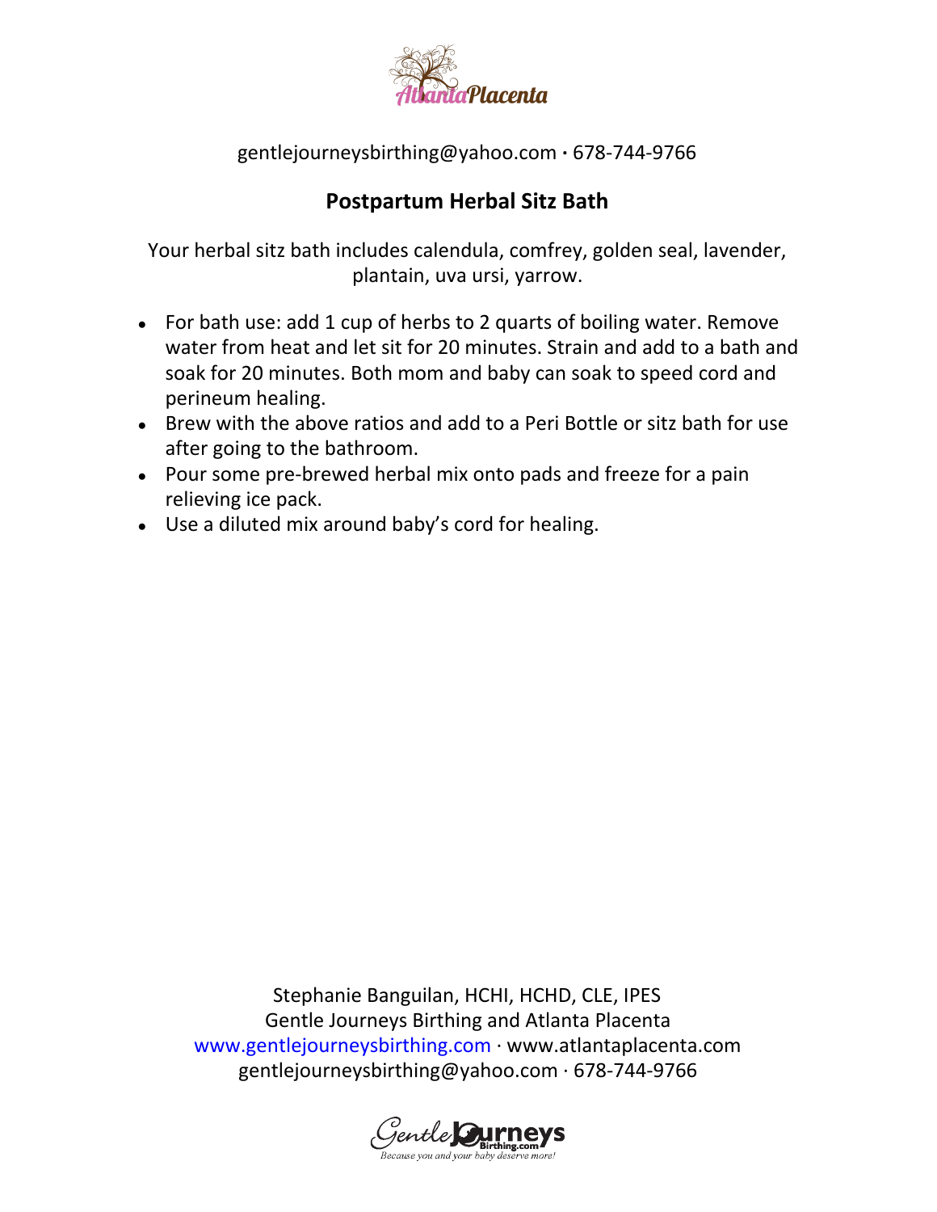gentlejourneysbirthing@yahoo.com · 678-744-9766

## Postpartum Herbal Sitz Bath

Your herbal sitz bath includes calendula, comfrey, golden seal, lavender, plantain, uva ursi, yarrow.

- For bath use: add 1 cup of herbs to 2 quarts of boiling water. Remove water from heat and let sit for 20 minutes. Strain and add to a bath and soak for 20 minutes. Both mom and baby can soak to speed cord and perineum healing.
- Brew with the above ratios and add to a Peri Bottle or sitz bath for use after going to the bathroom.
- Pour some pre-brewed herbal mix onto pads and freeze for a pain relieving ice pack.
- Use a diluted mix around baby's cord for healing.

Stephanie Banguilan, HCHI, HCHD, CLE, IPES
Gentle Journeys Birthing and Atlanta Placenta
www.gentlejourneysbirthing.com · www.atlantaplacenta.com
gentlejourneysbirthing@yahoo.com · 678-744-9766